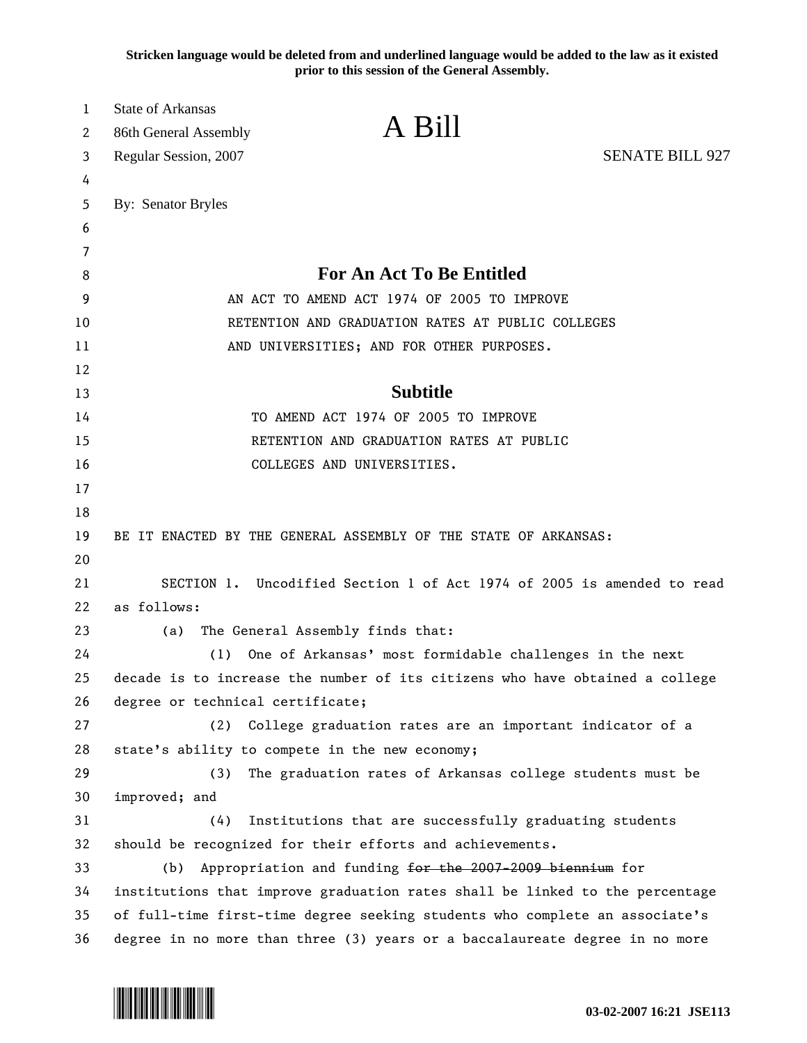**Stricken language would be deleted from and underlined language would be added to the law as it existed prior to this session of the General Assembly.**

State of Arkansas
86th General Assembly
Regular Session, 2007

# A Bill

SENATE BILL 927

By: Senator Bryles

## For An Act To Be Entitled

AN ACT TO AMEND ACT 1974 OF 2005 TO IMPROVE RETENTION AND GRADUATION RATES AT PUBLIC COLLEGES AND UNIVERSITIES; AND FOR OTHER PURPOSES.

## Subtitle

TO AMEND ACT 1974 OF 2005 TO IMPROVE RETENTION AND GRADUATION RATES AT PUBLIC COLLEGES AND UNIVERSITIES.

BE IT ENACTED BY THE GENERAL ASSEMBLY OF THE STATE OF ARKANSAS:

SECTION 1. Uncodified Section 1 of Act 1974 of 2005 is amended to read as follows:

(a) The General Assembly finds that:

(1) One of Arkansas' most formidable challenges in the next decade is to increase the number of its citizens who have obtained a college degree or technical certificate;

(2) College graduation rates are an important indicator of a state's ability to compete in the new economy;

(3) The graduation rates of Arkansas college students must be improved; and

(4) Institutions that are successfully graduating students should be recognized for their efforts and achievements.

(b) Appropriation and funding ~~for the 2007-2009 biennium~~ for institutions that improve graduation rates shall be linked to the percentage of full-time first-time degree seeking students who complete an associate's degree in no more than three (3) years or a baccalaureate degree in no more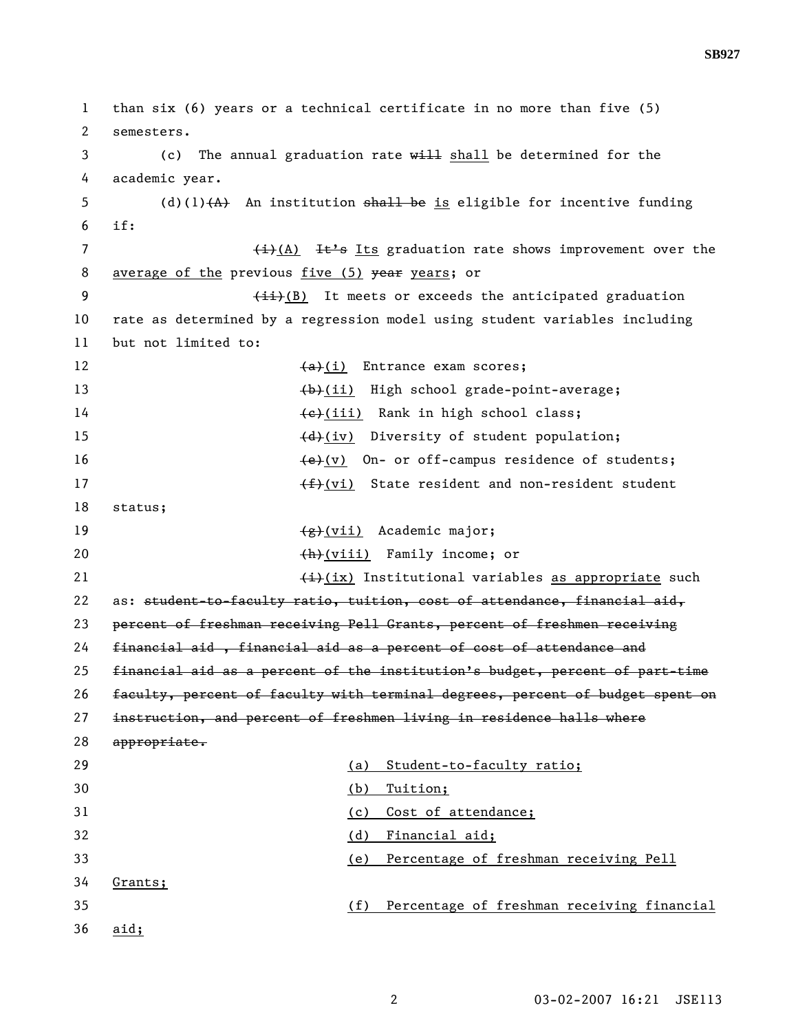than six (6) years or a technical certificate in no more than five (5) semesters.

(c) The annual graduation rate ~~will~~ <u>shall</u> be determined for the academic year.

(d)(1)~~(A)~~ An institution ~~shall be~~ <u>is</u> eligible for incentive funding if:

~~(i)~~<u>(A)</u> ~~It's~~ <u>Its</u> graduation rate shows improvement over the <u>average of the</u> previous <u>five (5)</u> ~~year~~ <u>years</u>; or

~~(ii)~~<u>(B)</u> It meets or exceeds the anticipated graduation rate as determined by a regression model using student variables including but not limited to:

~~(a)~~<u>(i)</u> Entrance exam scores;

~~(b)~~<u>(ii)</u> High school grade-point-average;

~~(c)~~<u>(iii)</u> Rank in high school class;

~~(d)~~<u>(iv)</u> Diversity of student population;

~~(e)~~<u>(v)</u> On- or off-campus residence of students;

~~(f)~~<u>(vi)</u> State resident and non-resident student status;

~~(g)~~<u>(vii)</u> Academic major;

~~(h)~~<u>(viii)</u> Family income; or

~~(i)~~<u>(ix)</u> Institutional variables <u>as appropriate</u> such as: ~~student-to-faculty ratio, tuition, cost of attendance, financial aid, percent of freshman receiving Pell Grants, percent of freshmen receiving financial aid , financial aid as a percent of cost of attendance and financial aid as a percent of the institution's budget, percent of part-time faculty, percent of faculty with terminal degrees, percent of budget spent on instruction, and percent of freshmen living in residence halls where appropriate.~~

<u>(a) Student-to-faculty ratio;</u>

<u>(b) Tuition;</u>

<u>(c) Cost of attendance;</u>

<u>(d) Financial aid;</u>

<u>(e) Percentage of freshman receiving Pell Grants;</u>

<u>(f) Percentage of freshman receiving financial aid;</u>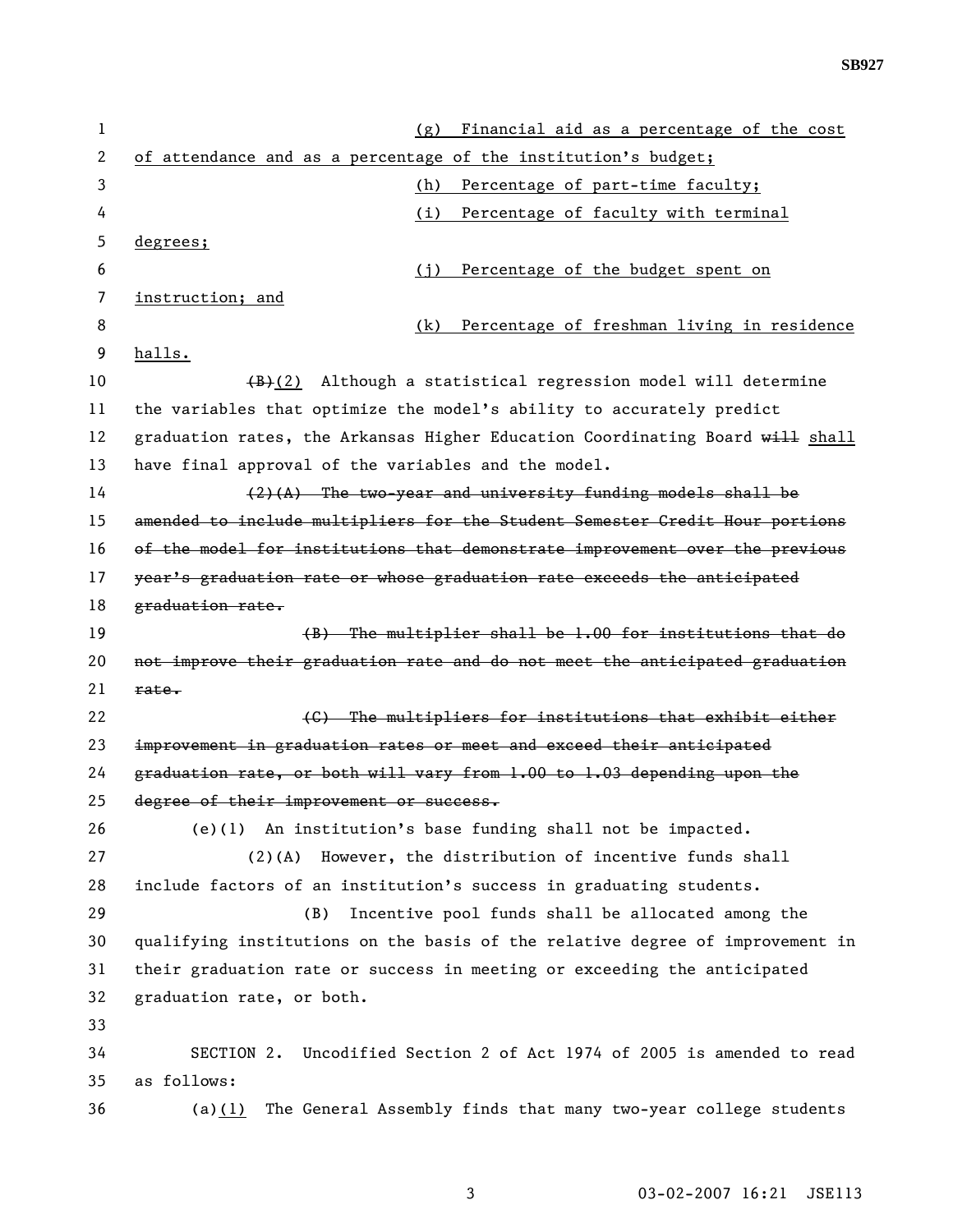(g) Financial aid as a percentage of the cost of attendance and as a percentage of the institution's budget;

(h) Percentage of part-time faculty;

(i) Percentage of faculty with terminal degrees;

(j) Percentage of the budget spent on instruction; and

(k) Percentage of freshman living in residence halls.

~~(B)~~(2) Although a statistical regression model will determine the variables that optimize the model's ability to accurately predict graduation rates, the Arkansas Higher Education Coordinating Board ~~will~~ shall have final approval of the variables and the model.

~~(2)(A) The two-year and university funding models shall be amended to include multipliers for the Student Semester Credit Hour portions of the model for institutions that demonstrate improvement over the previous year's graduation rate or whose graduation rate exceeds the anticipated graduation rate.~~

~~(B) The multiplier shall be 1.00 for institutions that do not improve their graduation rate and do not meet the anticipated graduation rate.~~

~~(C) The multipliers for institutions that exhibit either improvement in graduation rates or meet and exceed their anticipated graduation rate, or both will vary from 1.00 to 1.03 depending upon the degree of their improvement or success.~~

(e)(1) An institution's base funding shall not be impacted.

(2)(A) However, the distribution of incentive funds shall include factors of an institution's success in graduating students.

(B) Incentive pool funds shall be allocated among the qualifying institutions on the basis of the relative degree of improvement in their graduation rate or success in meeting or exceeding the anticipated graduation rate, or both.

SECTION 2. Uncodified Section 2 of Act 1974 of 2005 is amended to read as follows:

(a)(1) The General Assembly finds that many two-year college students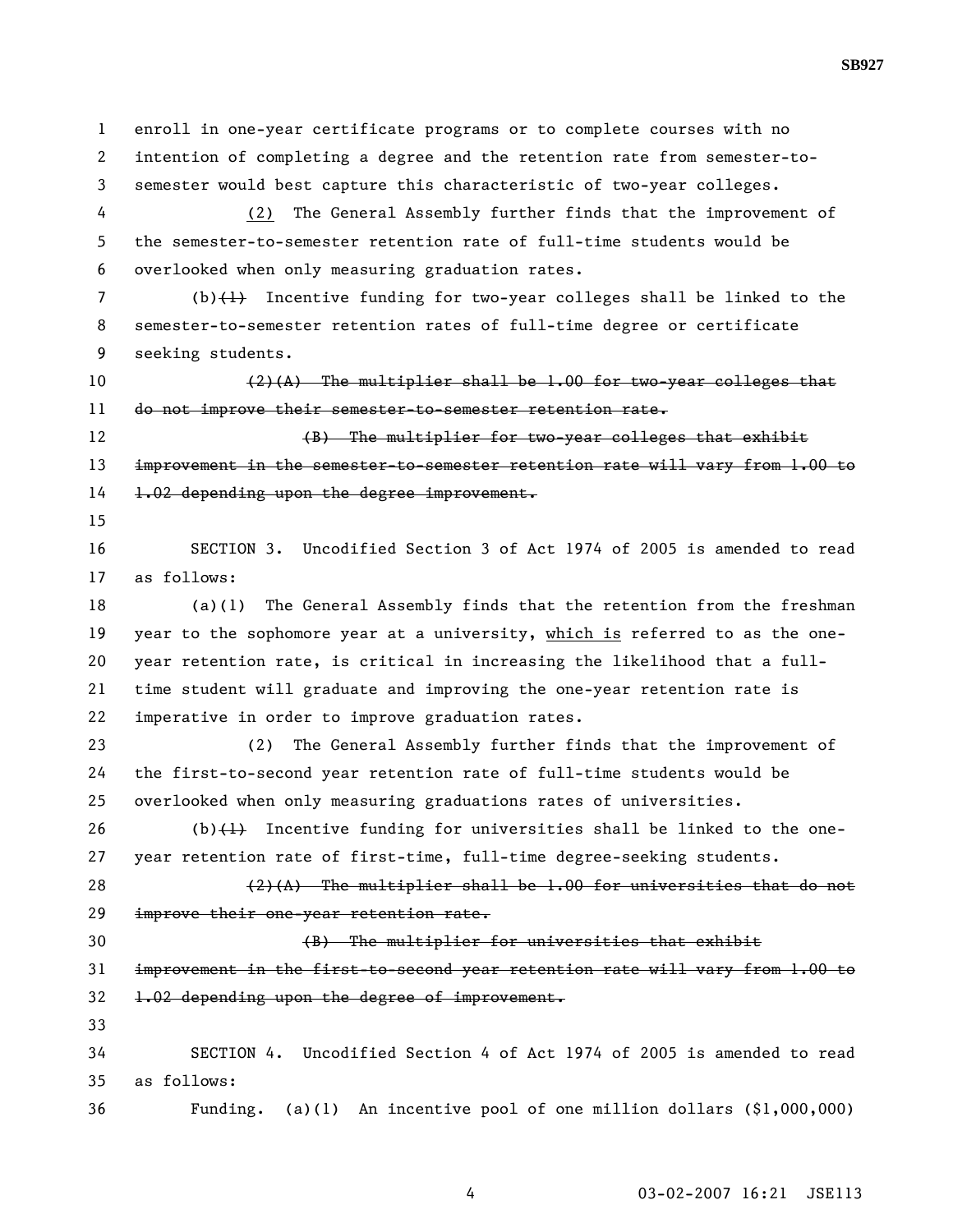enroll in one-year certificate programs or to complete courses with no intention of completing a degree and the retention rate from semester-to-semester would best capture this characteristic of two-year colleges.

(2) The General Assembly further finds that the improvement of the semester-to-semester retention rate of full-time students would be overlooked when only measuring graduation rates.

(b)~~(1)~~ Incentive funding for two-year colleges shall be linked to the semester-to-semester retention rates of full-time degree or certificate seeking students.

~~(2)(A) The multiplier shall be 1.00 for two-year colleges that do not improve their semester-to-semester retention rate.~~

~~(B) The multiplier for two-year colleges that exhibit improvement in the semester-to-semester retention rate will vary from 1.00 to 1.02 depending upon the degree improvement.~~

SECTION 3. Uncodified Section 3 of Act 1974 of 2005 is amended to read as follows:

(a)(1) The General Assembly finds that the retention from the freshman year to the sophomore year at a university, which is referred to as the one-year retention rate, is critical in increasing the likelihood that a full-time student will graduate and improving the one-year retention rate is imperative in order to improve graduation rates.

(2) The General Assembly further finds that the improvement of the first-to-second year retention rate of full-time students would be overlooked when only measuring graduations rates of universities.

(b)~~(1)~~ Incentive funding for universities shall be linked to the one-year retention rate of first-time, full-time degree-seeking students.

~~(2)(A) The multiplier shall be 1.00 for universities that do not improve their one-year retention rate.~~

~~(B) The multiplier for universities that exhibit improvement in the first-to-second year retention rate will vary from 1.00 to 1.02 depending upon the degree of improvement.~~

SECTION 4. Uncodified Section 4 of Act 1974 of 2005 is amended to read as follows:

Funding. (a)(1) An incentive pool of one million dollars ($1,000,000)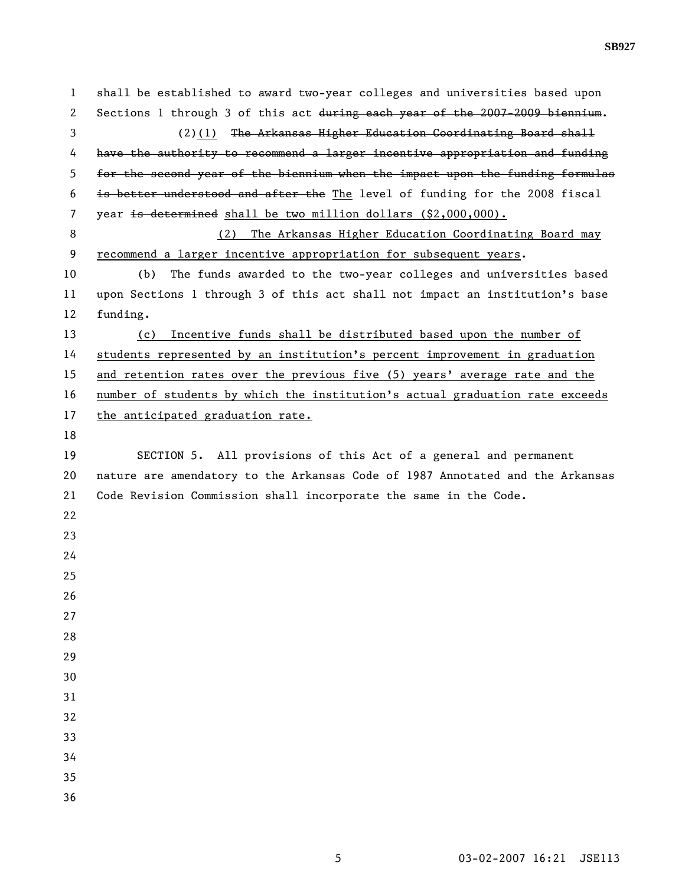shall be established to award two-year colleges and universities based upon Sections 1 through 3 of this act ~~during each year of the 2007-2009 biennium~~.

(2)<u>(1)</u> ~~The Arkansas Higher Education Coordinating Board shall have the authority to recommend a larger incentive appropriation and funding for the second year of the biennium when the impact upon the funding formulas is better understood and after the~~ <u>The</u> level of funding for the 2008 fiscal year ~~is determined~~ <u>shall be two million dollars ($2,000,000).</u>

<u>(2) The Arkansas Higher Education Coordinating Board may recommend a larger incentive appropriation for subsequent years</u>.

(b) The funds awarded to the two-year colleges and universities based upon Sections 1 through 3 of this act shall not impact an institution's base funding.

<u>(c) Incentive funds shall be distributed based upon the number of students represented by an institution's percent improvement in graduation and retention rates over the previous five (5) years' average rate and the number of students by which the institution's actual graduation rate exceeds the anticipated graduation rate.</u>

SECTION 5. All provisions of this Act of a general and permanent nature are amendatory to the Arkansas Code of 1987 Annotated and the Arkansas Code Revision Commission shall incorporate the same in the Code.